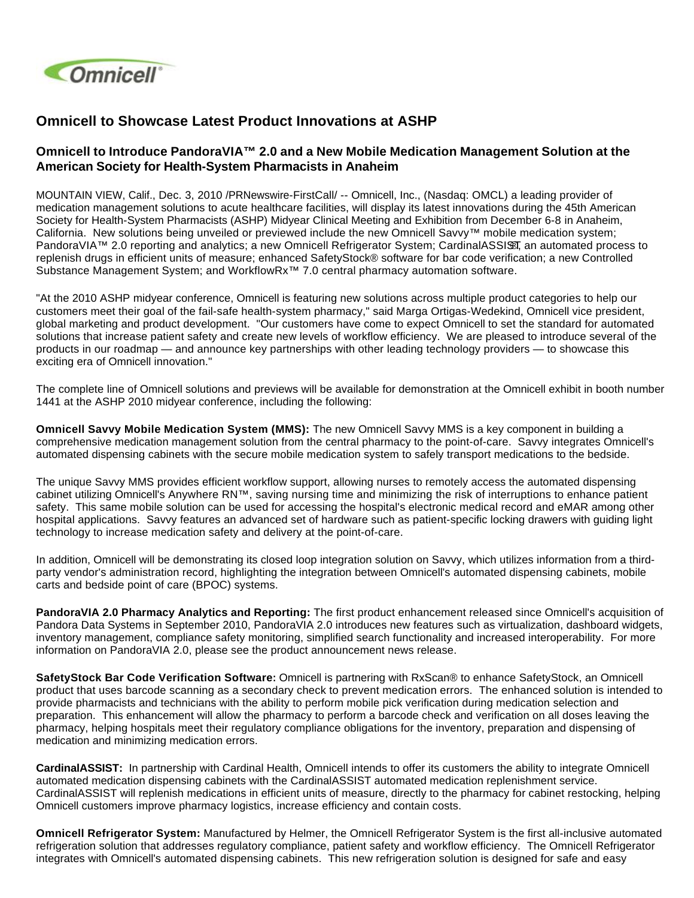# Omnicell to Showcase Latest Product Innovations at ASHP

## Omnicell to Introduce PandoraVIA™ 2.0 and a New Mobile Medication Management Solution at the American Society for Health-System Pharmacists in Anaheim

MOUNTAIN VIEW, Calif., Dec. 3, 2010 /PRNewswire-FirstCall/ -- Omnicell, Inc., (Nasdaq: OMCL) a leading provider of medication management solutions to acute healthcare facilities, will display its latest innovations during the 45th American Society for Health-System Pharmacists (ASHP) Midyear Clinical Meeting and Exhibition from December 6-8 in Anaheim, California. New solutions being unveiled or previewed include the new Omnicell Savvy™ mobile medication system; PandoraVIA™ 2.0 reporting and analytics; a new Omnicell Refrigerator System; CardinalASSIST℠, an automated process to replenish drugs in efficient units of measure; enhanced SafetyStock® software for bar code verification; a new Controlled Substance Management System; and WorkflowRx™ 7.0 central pharmacy automation software.

"At the 2010 ASHP midyear conference, Omnicell is featuring new solutions across multiple product categories to help our customers meet their goal of the fail-safe health-system pharmacy," said Marga Ortigas-Wedekind, Omnicell vice president, global marketing and product development. "Our customers have come to expect Omnicell to set the standard for automated solutions that increase patient safety and create new levels of workflow efficiency. We are pleased to introduce several of the products in our roadmap — and announce key partnerships with other leading technology providers — to showcase this exciting era of Omnicell innovation."

The complete line of Omnicell solutions and previews will be available for demonstration at the Omnicell exhibit in booth number 1441 at the ASHP 2010 midyear conference, including the following:

**Omnicell Savvy Mobile Medication System (MMS):** The new Omnicell Savvy MMS is a key component in building a comprehensive medication management solution from the central pharmacy to the point-of-care. Savvy integrates Omnicell's automated dispensing cabinets with the secure mobile medication system to safely transport medications to the bedside.

The unique Savvy MMS provides efficient workflow support, allowing nurses to remotely access the automated dispensing cabinet utilizing Omnicell's Anywhere RN™, saving nursing time and minimizing the risk of interruptions to enhance patient safety. This same mobile solution can be used for accessing the hospital's electronic medical record and eMAR among other hospital applications. Savvy features an advanced set of hardware such as patient-specific locking drawers with guiding light technology to increase medication safety and delivery at the point-of-care.

In addition, Omnicell will be demonstrating its closed loop integration solution on Savvy, which utilizes information from a third-party vendor's administration record, highlighting the integration between Omnicell's automated dispensing cabinets, mobile carts and bedside point of care (BPOC) systems.

**PandoraVIA 2.0 Pharmacy Analytics and Reporting:** The first product enhancement released since Omnicell's acquisition of Pandora Data Systems in September 2010, PandoraVIA 2.0 introduces new features such as virtualization, dashboard widgets, inventory management, compliance safety monitoring, simplified search functionality and increased interoperability. For more information on PandoraVIA 2.0, please see the product announcement news release.

**SafetyStock Bar Code Verification Software:** Omnicell is partnering with RxScan® to enhance SafetyStock, an Omnicell product that uses barcode scanning as a secondary check to prevent medication errors. The enhanced solution is intended to provide pharmacists and technicians with the ability to perform mobile pick verification during medication selection and preparation. This enhancement will allow the pharmacy to perform a barcode check and verification on all doses leaving the pharmacy, helping hospitals meet their regulatory compliance obligations for the inventory, preparation and dispensing of medication and minimizing medication errors.

**CardinalASSIST:** In partnership with Cardinal Health, Omnicell intends to offer its customers the ability to integrate Omnicell automated medication dispensing cabinets with the CardinalASSIST automated medication replenishment service. CardinalASSIST will replenish medications in efficient units of measure, directly to the pharmacy for cabinet restocking, helping Omnicell customers improve pharmacy logistics, increase efficiency and contain costs.

**Omnicell Refrigerator System:** Manufactured by Helmer, the Omnicell Refrigerator System is the first all-inclusive automated refrigeration solution that addresses regulatory compliance, patient safety and workflow efficiency. The Omnicell Refrigerator integrates with Omnicell's automated dispensing cabinets. This new refrigeration solution is designed for safe and easy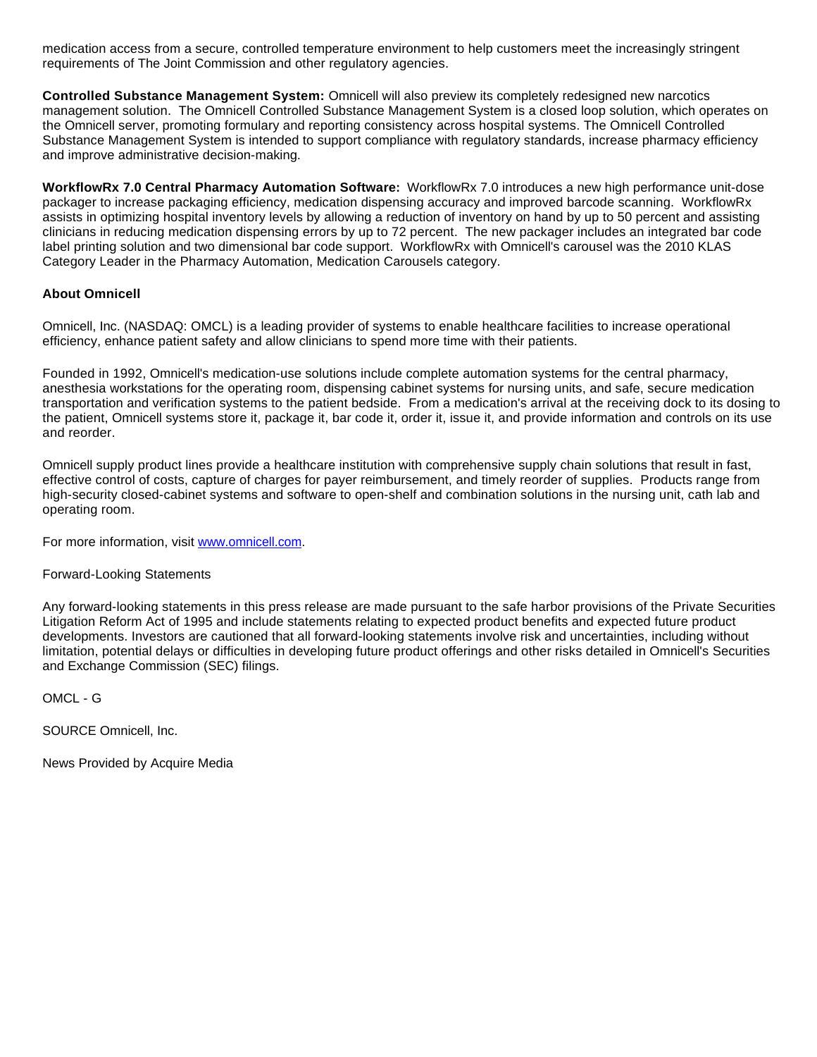medication access from a secure, controlled temperature environment to help customers meet the increasingly stringent requirements of The Joint Commission and other regulatory agencies.

**Controlled Substance Management System:** Omnicell will also preview its completely redesigned new narcotics management solution. The Omnicell Controlled Substance Management System is a closed loop solution, which operates on the Omnicell server, promoting formulary and reporting consistency across hospital systems. The Omnicell Controlled Substance Management System is intended to support compliance with regulatory standards, increase pharmacy efficiency and improve administrative decision-making.

**WorkflowRx 7.0 Central Pharmacy Automation Software:** WorkflowRx 7.0 introduces a new high performance unit-dose packager to increase packaging efficiency, medication dispensing accuracy and improved barcode scanning. WorkflowRx assists in optimizing hospital inventory levels by allowing a reduction of inventory on hand by up to 50 percent and assisting clinicians in reducing medication dispensing errors by up to 72 percent. The new packager includes an integrated bar code label printing solution and two dimensional bar code support. WorkflowRx with Omnicell's carousel was the 2010 KLAS Category Leader in the Pharmacy Automation, Medication Carousels category.

**About Omnicell**

Omnicell, Inc. (NASDAQ: OMCL) is a leading provider of systems to enable healthcare facilities to increase operational efficiency, enhance patient safety and allow clinicians to spend more time with their patients.

Founded in 1992, Omnicell's medication-use solutions include complete automation systems for the central pharmacy, anesthesia workstations for the operating room, dispensing cabinet systems for nursing units, and safe, secure medication transportation and verification systems to the patient bedside. From a medication's arrival at the receiving dock to its dosing to the patient, Omnicell systems store it, package it, bar code it, order it, issue it, and provide information and controls on its use and reorder.

Omnicell supply product lines provide a healthcare institution with comprehensive supply chain solutions that result in fast, effective control of costs, capture of charges for payer reimbursement, and timely reorder of supplies. Products range from high-security closed-cabinet systems and software to open-shelf and combination solutions in the nursing unit, cath lab and operating room.

For more information, visit www.omnicell.com.

Forward-Looking Statements

Any forward-looking statements in this press release are made pursuant to the safe harbor provisions of the Private Securities Litigation Reform Act of 1995 and include statements relating to expected product benefits and expected future product developments. Investors are cautioned that all forward-looking statements involve risk and uncertainties, including without limitation, potential delays or difficulties in developing future product offerings and other risks detailed in Omnicell's Securities and Exchange Commission (SEC) filings.

OMCL - G

SOURCE Omnicell, Inc.

News Provided by Acquire Media